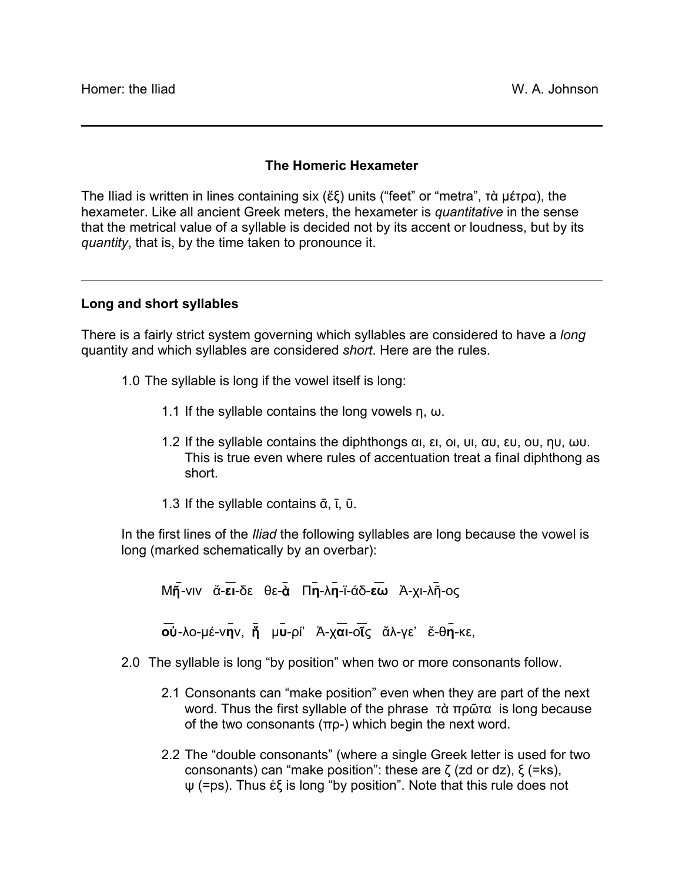## The Homeric Hexameter

The Iliad is written in lines containing six (ἕξ) units (“feet” or “metra”, τὰ μέτρα), the hexameter. Like all ancient Greek meters, the hexameter is *quantitative* in the sense that the metrical value of a syllable is decided not by its accent or loudness, but by its *quantity*, that is, by the time taken to pronounce it.

---

### Long and short syllables

There is a fairly strict system governing which syllables are considered to have a *long* quantity and which syllables are considered *short*. Here are the rules.

1.0 The syllable is long if the vowel itself is long:

1.1 If the syllable contains the long vowels η, ω.

1.2 If the syllable contains the diphthongs αι, ει, οι, υι, αυ, ευ, ου, ηυ, ωυ. This is true even where rules of accentuation treat a final diphthong as short.

1.3 If the syllable contains ᾱ, ῑ, ῡ.

In the first lines of the *Iliad* the following syllables are long because the vowel is long (marked schematically by an overbar):

Μῆ-νιν ἄ-**ει**-δε θε-**ὰ** Π**η**-λ**η**-ϊ-άδ-**εω** Ἀ-χι-λῆ-ος

**οὐ**-λο-μέ-ν**η**ν, **ἣ** μ**ῡ**-ρί' Ἀ-χ**αι**-**οῖ**ς ἄλ-γε' ἔ-θ**η**-κε,

2.0 The syllable is long “by position” when two or more consonants follow.

2.1 Consonants can “make position” even when they are part of the next word. Thus the first syllable of the phrase τὰ πρῶτα is long because of the two consonants (πρ-) which begin the next word.

2.2 The “double consonants” (where a single Greek letter is used for two consonants) can “make position”: these are ζ (zd or dz), ξ (=ks), ψ (=ps). Thus ἐξ is long “by position”. Note that this rule does not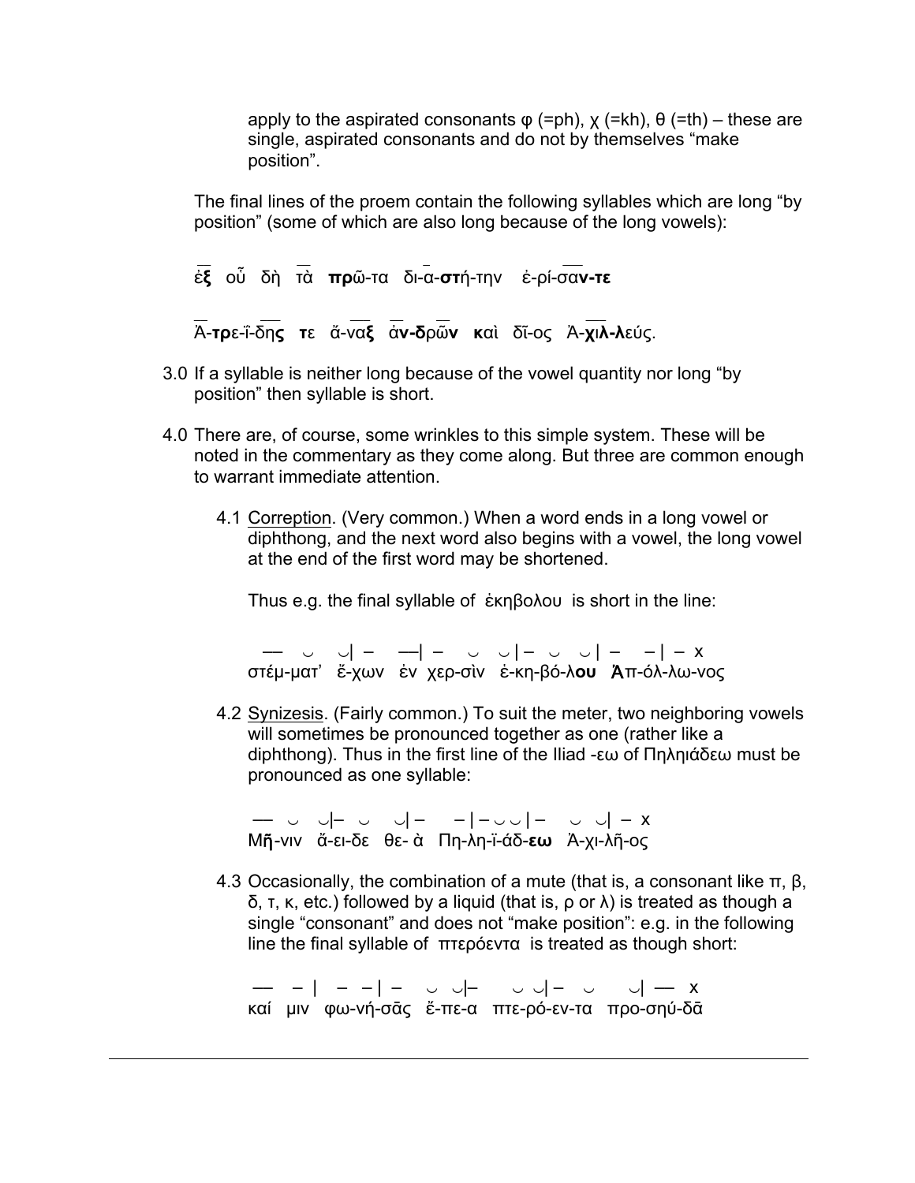apply to the aspirated consonants φ (=ph), χ (=kh), θ (=th) – these are single, aspirated consonants and do not by themselves "make position".

The final lines of the proem contain the following syllables which are long "by position" (some of which are also long because of the long vowels):

ἐ**ξ** οὗ δὴ τὰ **πρ**ῶ-τα δι-ά-**στ**ή-την ἐ-ρί-σα**ν-τε**

Ἀ-**τρ**ε-ΐ-δη**ς** **τ**ε ἄ-να**ξ** ἀ**ν-δ**ρῶ**ν** **κ**αὶ δῖ-ος Ἀ-**χιλ-λ**εύς.

3.0 If a syllable is neither long because of the vowel quantity nor long "by position" then syllable is short.

4.0 There are, of course, some wrinkles to this simple system. These will be noted in the commentary as they come along. But three are common enough to warrant immediate attention.

4.1 Correption. (Very common.) When a word ends in a long vowel or diphthong, and the next word also begins with a vowel, the long vowel at the end of the first word may be shortened.

Thus e.g. the final syllable of ἐκηβολου is short in the line:

```
 —   ◡   ◡| –   —| –   ◡   ◡ | –  ◡   ◡ | –   – | – x
στέμ-ματ' ἔ-χων  ἐν χερ-σὶν  ἐ-κη-βό-λου  Ἀπ-όλ-λω-νος
```

4.2 Synizesis. (Fairly common.) To suit the meter, two neighboring vowels will sometimes be pronounced together as one (rather like a diphthong). Thus in the first line of the Iliad -εω of Πηληιάδεω must be pronounced as one syllable:

```
 —  ◡   ◡|– ◡   ◡| –   – | – ◡ ◡ | –   ◡  ◡| – x
Μῆ-νιν  ἄ-ει-δε  θε- ὰ  Πη-λη-ϊ-άδ-εω  Ἀ-χι-λῆ-ος
```

4.3 Occasionally, the combination of a mute (that is, a consonant like π, β, δ, τ, κ, etc.) followed by a liquid (that is, ρ or λ) is treated as though a single "consonant" and does not "make position": e.g. in the following line the final syllable of πτερόεντα is treated as though short:

```
 —   – |  –  – | –   ◡ ◡|–    ◡ ◡| –  ◡    ◡| — x
καί  μιν  φω-νή-σᾱς  ἔ-πε-α  πτε-ρό-εν-τα  προ-σηύ-δᾱ
```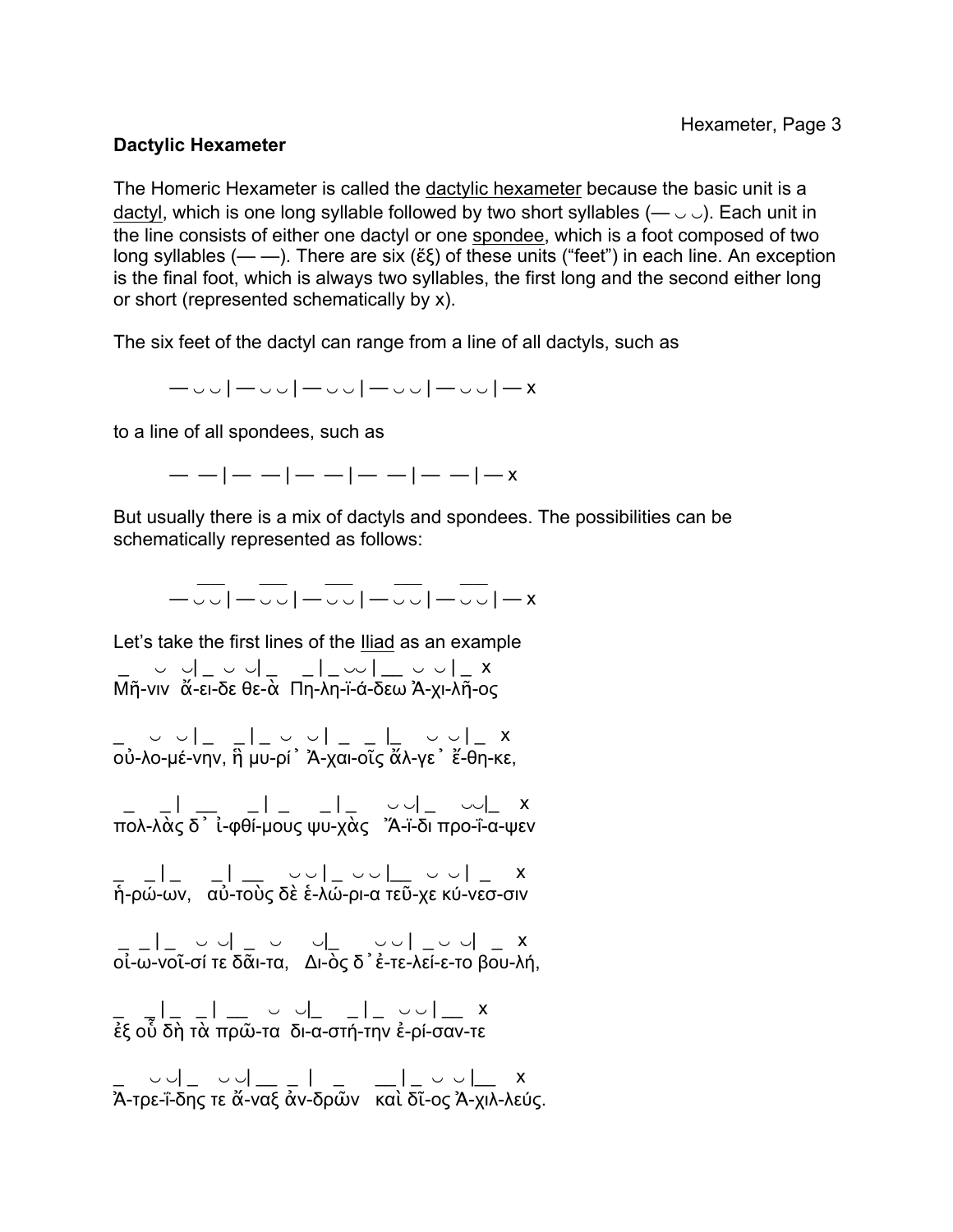## Dactylic Hexameter

The Homeric Hexameter is called the <u>dactylic hexameter</u> because the basic unit is a <u>dactyl</u>, which is one long syllable followed by two short syllables (— ◡ ◡). Each unit in the line consists of either one dactyl or one <u>spondee</u>, which is a foot composed of two long syllables (— —). There are six (ἕξ) of these units ("feet") in each line. An exception is the final foot, which is always two syllables, the first long and the second either long or short (represented schematically by x).

The six feet of the dactyl can range from a line of all dactyls, such as

```
— ◡ ◡ | — ◡ ◡ | — ◡ ◡ | — ◡ ◡ | — ◡ ◡ | — x
```

to a line of all spondees, such as

```
— — | — — | — — | — — | — — | — x
```

But usually there is a mix of dactyls and spondees. The possibilities can be schematically represented as follows:

```
   ___      ___      ___      ___      ___
— ◡ ◡ | — ◡ ◡ | — ◡ ◡ | — ◡ ◡ | — ◡ ◡ | — x
```

Let's take the first lines of the <u>Iliad</u> as an example

```
 _    ◡  ◡| _  ◡  ◡| _    _ | _ ◡◡ | __  ◡  ◡ | _  x
Μῆ-νιν  ἄ-ει-δε θε-ὰ  Πη-λη-ϊ-ά-δεω Ἀ-χι-λῆ-ος

_    ◡  ◡ | _   _ | _  ◡  ◡ |  _  _  |_    ◡ ◡ | _  x
οὐ-λο-μέ-νην, ἣ μυ-ρί᾽ Ἀ-χαι-οῖς ἄλ-γε᾽ ἔ-θη-κε,

 _   _ |  __    _ | _    _ | _    ◡ ◡| _    ◡◡|_   x
πολ-λὰς δ᾽ ἰ-φθί-μους ψυ-χὰς  Ἄ-ϊ-δι προ-ΐ-α-ψεν

_   _ | _    _ |  __    ◡ ◡ | _  ◡ ◡ |__  ◡  ◡ |  _   x
ἡ-ρώ-ων,   αὐ-τοὺς δὲ ἑ-λώ-ρι-α τεῦ-χε κύ-νεσ-σιν

 _  _ | _   ◡  ◡|  _   ◡     ◡|_      ◡ ◡ |  _ ◡  ◡|  _  x
οἰ-ω-νοῖ-σί τε δαῖ-τα,   Δι-ὸς δ᾽ ἐ-τε-λεί-ε-το βου-λή,

_    _ | _   _ |  __    ◡   ◡|_    _ | _   ◡ ◡ | __   x
ἐξ οὗ δὴ τὰ πρῶ-τα  δι-α-στή-την ἐ-ρί-σαν-τε

_    ◡ ◡| _    ◡ ◡| __  _  |   _     __ | _  ◡  ◡ |__   x
Ἀ-τρε-ΐ-δης τε ἄ-ναξ ἀν-δρῶν   καὶ δῖ-ος Ἀ-χιλ-λεύς.
```